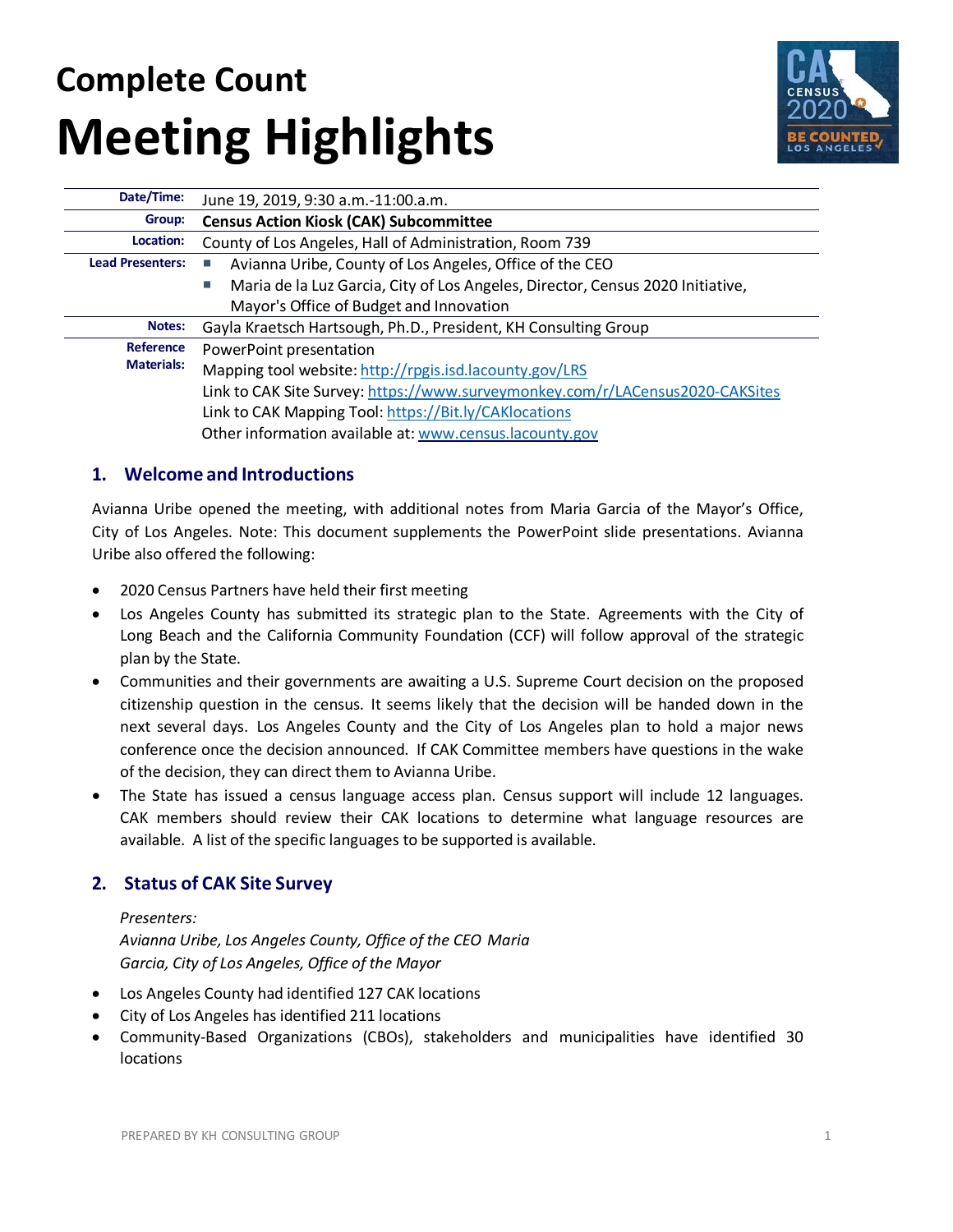# Complete Count

# Meeting Highlights

| | |
|---|---|
| **Date/Time:** | June 19, 2019, 9:30 a.m.-11:00.a.m. |
| **Group:** | **Census Action Kiosk (CAK) Subcommittee** |
| **Location:** | County of Los Angeles, Hall of Administration, Room 739 |
| **Lead Presenters:** | ▪ Avianna Uribe, County of Los Angeles, Office of the CEO<br>▪ Maria de la Luz Garcia, City of Los Angeles, Director, Census 2020 Initiative, Mayor's Office of Budget and Innovation |
| **Notes:** | Gayla Kraetsch Hartsough, Ph.D., President, KH Consulting Group |
| **Reference Materials:** | PowerPoint presentation<br>Mapping tool website: http://rpgis.isd.lacounty.gov/LRS<br>Link to CAK Site Survey: https://www.surveymonkey.com/r/LACensus2020-CAKSites<br>Link to CAK Mapping Tool: https://Bit.ly/CAKlocations<br>Other information available at: www.census.lacounty.gov |

## 1. Welcome and Introductions

Avianna Uribe opened the meeting, with additional notes from Maria Garcia of the Mayor's Office, City of Los Angeles. Note: This document supplements the PowerPoint slide presentations. Avianna Uribe also offered the following:

- 2020 Census Partners have held their first meeting
- Los Angeles County has submitted its strategic plan to the State. Agreements with the City of Long Beach and the California Community Foundation (CCF) will follow approval of the strategic plan by the State.
- Communities and their governments are awaiting a U.S. Supreme Court decision on the proposed citizenship question in the census. It seems likely that the decision will be handed down in the next several days. Los Angeles County and the City of Los Angeles plan to hold a major news conference once the decision announced. If CAK Committee members have questions in the wake of the decision, they can direct them to Avianna Uribe.
- The State has issued a census language access plan. Census support will include 12 languages. CAK members should review their CAK locations to determine what language resources are available. A list of the specific languages to be supported is available.

## 2. Status of CAK Site Survey

*Presenters:*
*Avianna Uribe, Los Angeles County, Office of the CEO Maria Garcia, City of Los Angeles, Office of the Mayor*

- Los Angeles County had identified 127 CAK locations
- City of Los Angeles has identified 211 locations
- Community-Based Organizations (CBOs), stakeholders and municipalities have identified 30 locations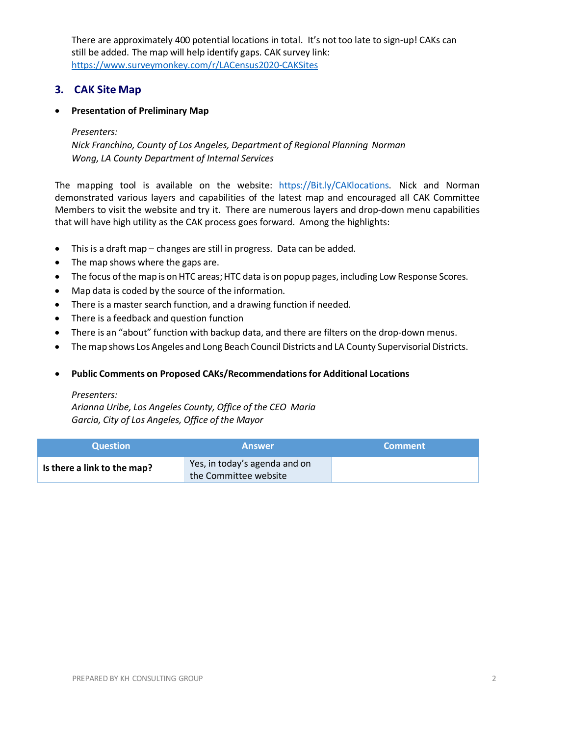There are approximately 400 potential locations in total. It's not too late to sign-up! CAKs can still be added. The map will help identify gaps. CAK survey link: https://www.surveymonkey.com/r/LACensus2020-CAKSites

## 3. CAK Site Map

- **Presentation of Preliminary Map**

  *Presenters:*
  *Nick Franchino, County of Los Angeles, Department of Regional Planning Norman Wong, LA County Department of Internal Services*

The mapping tool is available on the website: https://Bit.ly/CAKlocations. Nick and Norman demonstrated various layers and capabilities of the latest map and encouraged all CAK Committee Members to visit the website and try it. There are numerous layers and drop-down menu capabilities that will have high utility as the CAK process goes forward. Among the highlights:

- This is a draft map – changes are still in progress. Data can be added.
- The map shows where the gaps are.
- The focus of the map is on HTC areas; HTC data is on popup pages, including Low Response Scores.
- Map data is coded by the source of the information.
- There is a master search function, and a drawing function if needed.
- There is a feedback and question function
- There is an "about" function with backup data, and there are filters on the drop-down menus.
- The map shows Los Angeles and Long Beach Council Districts and LA County Supervisorial Districts.

- **Public Comments on Proposed CAKs/Recommendations for Additional Locations**

  *Presenters:*
  *Arianna Uribe, Los Angeles County, Office of the CEO Maria Garcia, City of Los Angeles, Office of the Mayor*

| Question | Answer | Comment |
|---|---|---|
| **Is there a link to the map?** | Yes, in today's agenda and on the Committee website | |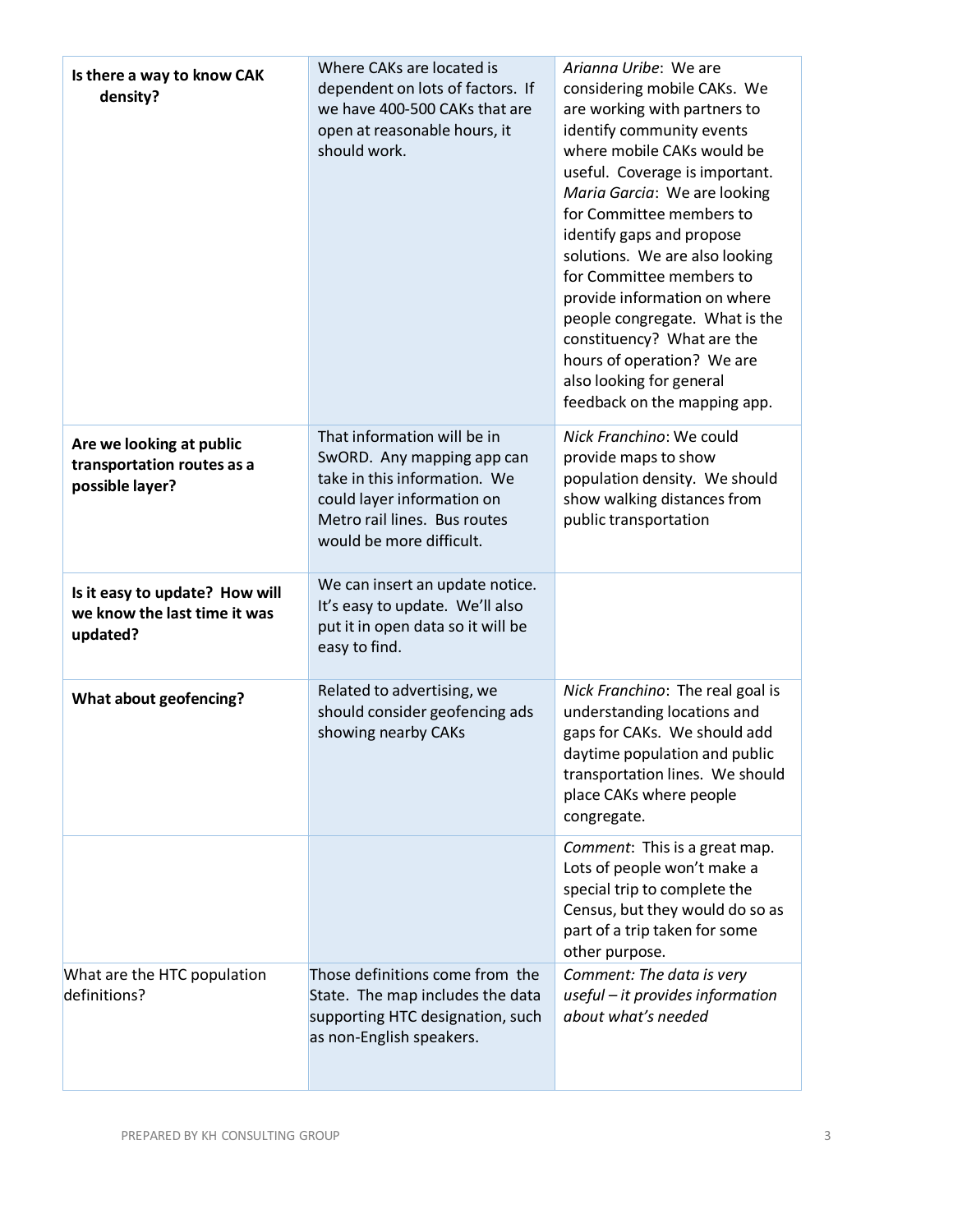| **Is there a way to know CAK density?** | Where CAKs are located is dependent on lots of factors. If we have 400-500 CAKs that are open at reasonable hours, it should work. | *Arianna Uribe*: We are considering mobile CAKs. We are working with partners to identify community events where mobile CAKs would be useful. Coverage is important. *Maria Garcia*: We are looking for Committee members to identify gaps and propose solutions. We are also looking for Committee members to provide information on where people congregate. What is the constituency? What are the hours of operation? We are also looking for general feedback on the mapping app. |
|---|---|---|
| **Are we looking at public transportation routes as a possible layer?** | That information will be in SwORD. Any mapping app can take in this information. We could layer information on Metro rail lines. Bus routes would be more difficult. | *Nick Franchino*: We could provide maps to show population density. We should show walking distances from public transportation |
| **Is it easy to update? How will we know the last time it was updated?** | We can insert an update notice. It's easy to update. We'll also put it in open data so it will be easy to find. | |
| **What about geofencing?** | Related to advertising, we should consider geofencing ads showing nearby CAKs | *Nick Franchino*: The real goal is understanding locations and gaps for CAKs. We should add daytime population and public transportation lines. We should place CAKs where people congregate. |
| | | *Comment*: This is a great map. Lots of people won't make a special trip to complete the Census, but they would do so as part of a trip taken for some other purpose. |
| What are the HTC population definitions? | Those definitions come from the State. The map includes the data supporting HTC designation, such as non-English speakers. | *Comment: The data is very useful – it provides information about what's needed* |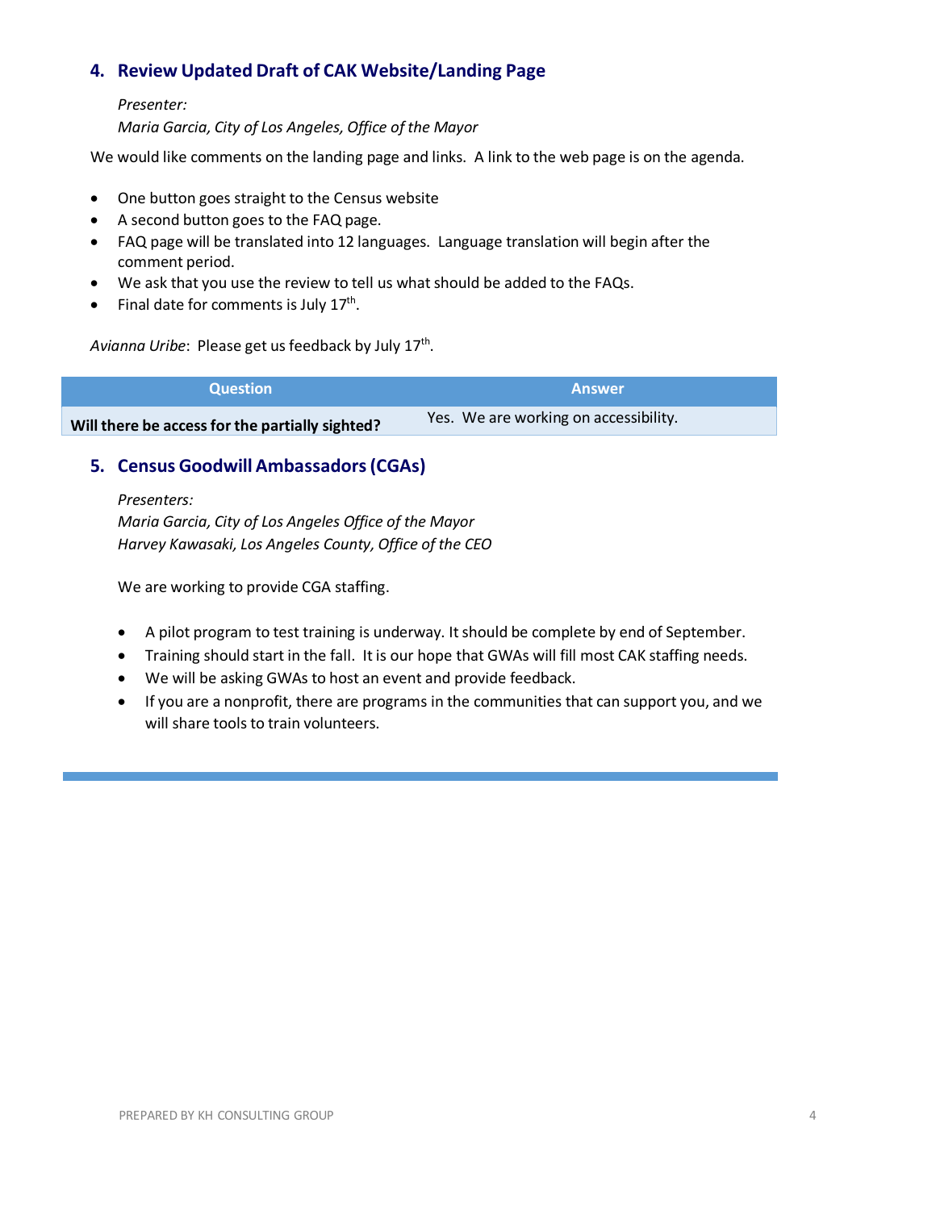## 4. Review Updated Draft of CAK Website/Landing Page

*Presenter:*
*Maria Garcia, City of Los Angeles, Office of the Mayor*

We would like comments on the landing page and links. A link to the web page is on the agenda.

- One button goes straight to the Census website
- A second button goes to the FAQ page.
- FAQ page will be translated into 12 languages. Language translation will begin after the comment period.
- We ask that you use the review to tell us what should be added to the FAQs.
- Final date for comments is July 17th.

*Avianna Uribe*: Please get us feedback by July 17th.

| Question | Answer |
|---|---|
| **Will there be access for the partially sighted?** | Yes. We are working on accessibility. |

## 5. Census Goodwill Ambassadors (CGAs)

*Presenters:*
*Maria Garcia, City of Los Angeles Office of the Mayor*
*Harvey Kawasaki, Los Angeles County, Office of the CEO*

We are working to provide CGA staffing.

- A pilot program to test training is underway. It should be complete by end of September.
- Training should start in the fall. It is our hope that GWAs will fill most CAK staffing needs.
- We will be asking GWAs to host an event and provide feedback.
- If you are a nonprofit, there are programs in the communities that can support you, and we will share tools to train volunteers.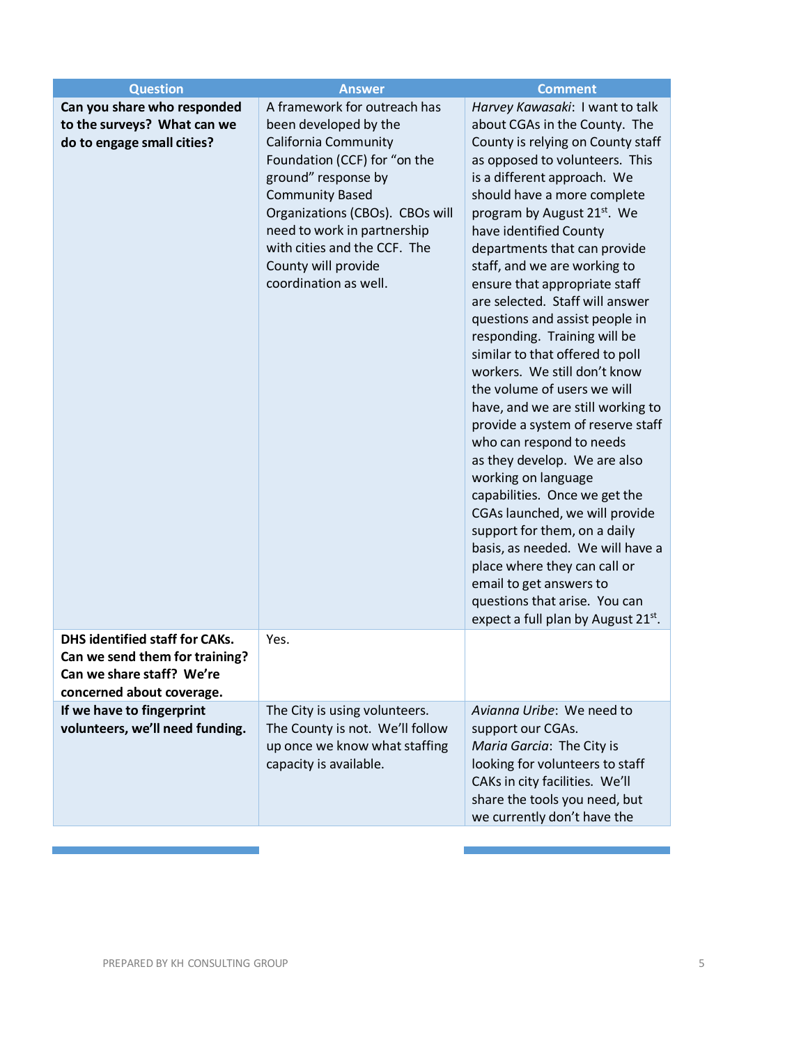| Question | Answer | Comment |
|---|---|---|
| **Can you share who responded to the surveys? What can we do to engage small cities?** | A framework for outreach has been developed by the California Community Foundation (CCF) for "on the ground" response by Community Based Organizations (CBOs). CBOs will need to work in partnership with cities and the CCF. The County will provide coordination as well. | *Harvey Kawasaki*: I want to talk about CGAs in the County. The County is relying on County staff as opposed to volunteers. This is a different approach. We should have a more complete program by August 21st. We have identified County departments that can provide staff, and we are working to ensure that appropriate staff are selected. Staff will answer questions and assist people in responding. Training will be similar to that offered to poll workers. We still don't know the volume of users we will have, and we are still working to provide a system of reserve staff who can respond to needs as they develop. We are also working on language capabilities. Once we get the CGAs launched, we will provide support for them, on a daily basis, as needed. We will have a place where they can call or email to get answers to questions that arise. You can expect a full plan by August 21st. |
| **DHS identified staff for CAKs. Can we send them for training? Can we share staff? We're concerned about coverage.** | Yes. | |
| **If we have to fingerprint volunteers, we'll need funding.** | The City is using volunteers. The County is not. We'll follow up once we know what staffing capacity is available. | *Avianna Uribe*: We need to support our CGAs.<br>*Maria Garcia*: The City is looking for volunteers to staff CAKs in city facilities. We'll share the tools you need, but we currently don't have the |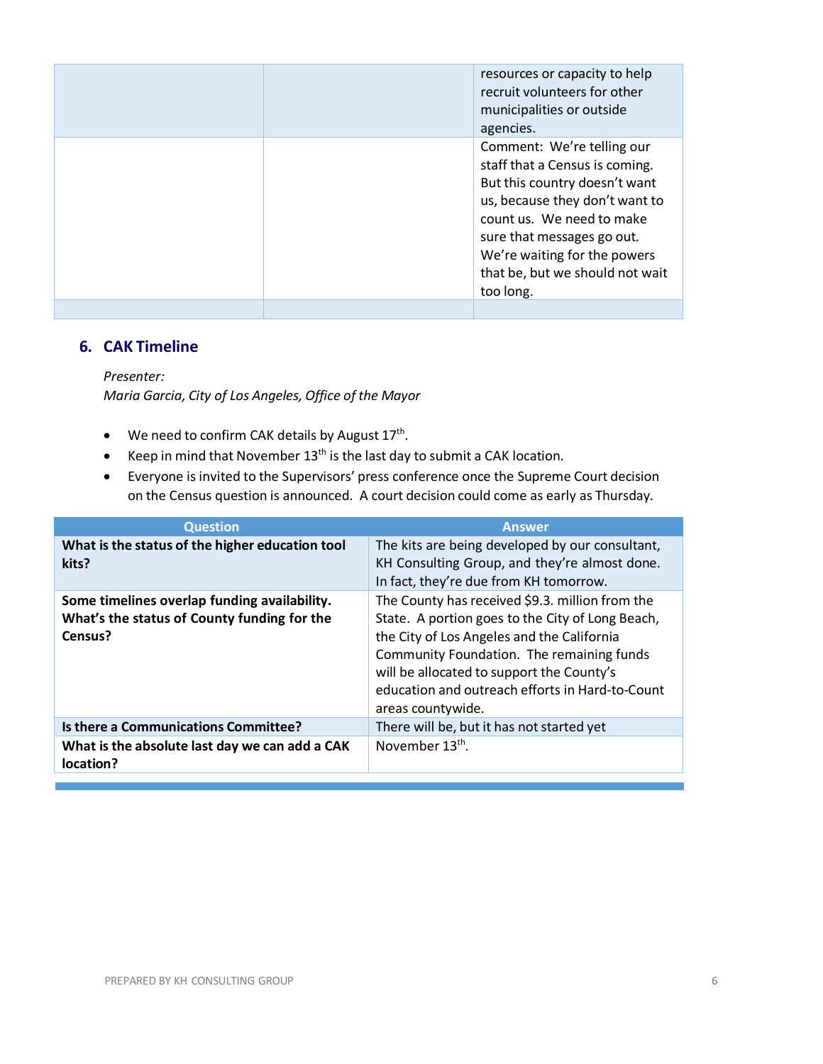| | | |
|---|---|---|
| | | resources or capacity to help recruit volunteers for other municipalities or outside agencies. |
| | | Comment: We're telling our staff that a Census is coming. But this country doesn't want us, because they don't want to count us. We need to make sure that messages go out. We're waiting for the powers that be, but we should not wait too long. |
| | | |

## 6. CAK Timeline

*Presenter:*
*Maria Garcia, City of Los Angeles, Office of the Mayor*

- We need to confirm CAK details by August 17th.
- Keep in mind that November 13th is the last day to submit a CAK location.
- Everyone is invited to the Supervisors' press conference once the Supreme Court decision on the Census question is announced. A court decision could come as early as Thursday.

| Question | Answer |
|---|---|
| **What is the status of the higher education tool kits?** | The kits are being developed by our consultant, KH Consulting Group, and they're almost done. In fact, they're due from KH tomorrow. |
| **Some timelines overlap funding availability. What's the status of County funding for the Census?** | The County has received $9.3. million from the State. A portion goes to the City of Long Beach, the City of Los Angeles and the California Community Foundation. The remaining funds will be allocated to support the County's education and outreach efforts in Hard-to-Count areas countywide. |
| **Is there a Communications Committee?** | There will be, but it has not started yet |
| **What is the absolute last day we can add a CAK location?** | November 13th. |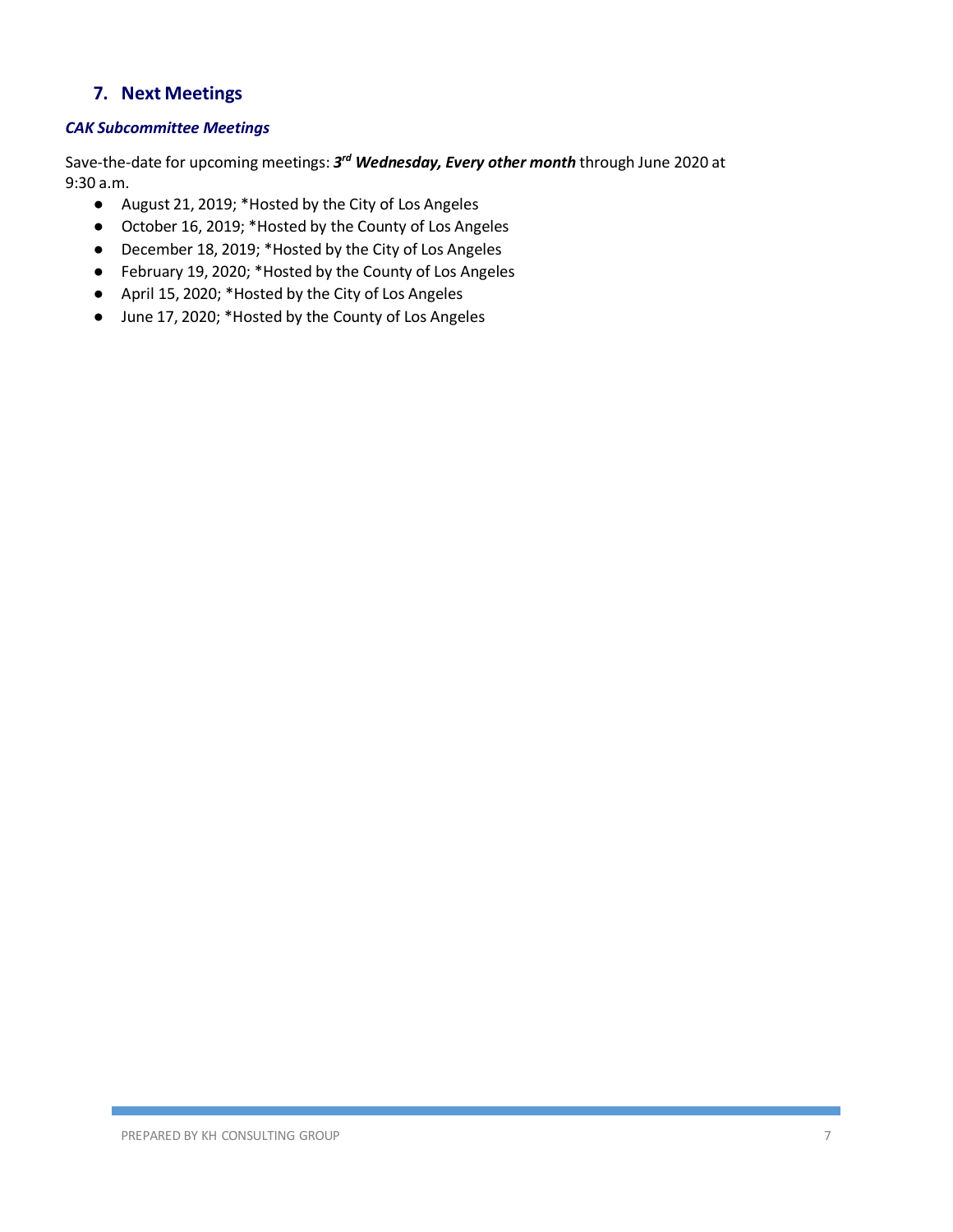## 7. Next Meetings

### *CAK Subcommittee Meetings*

Save-the-date for upcoming meetings: ***3rd Wednesday, Every other month*** through June 2020 at 9:30 a.m.

- August 21, 2019; *Hosted by the City of Los Angeles
- October 16, 2019; *Hosted by the County of Los Angeles
- December 18, 2019; *Hosted by the City of Los Angeles
- February 19, 2020; *Hosted by the County of Los Angeles
- April 15, 2020; *Hosted by the City of Los Angeles
- June 17, 2020; *Hosted by the County of Los Angeles